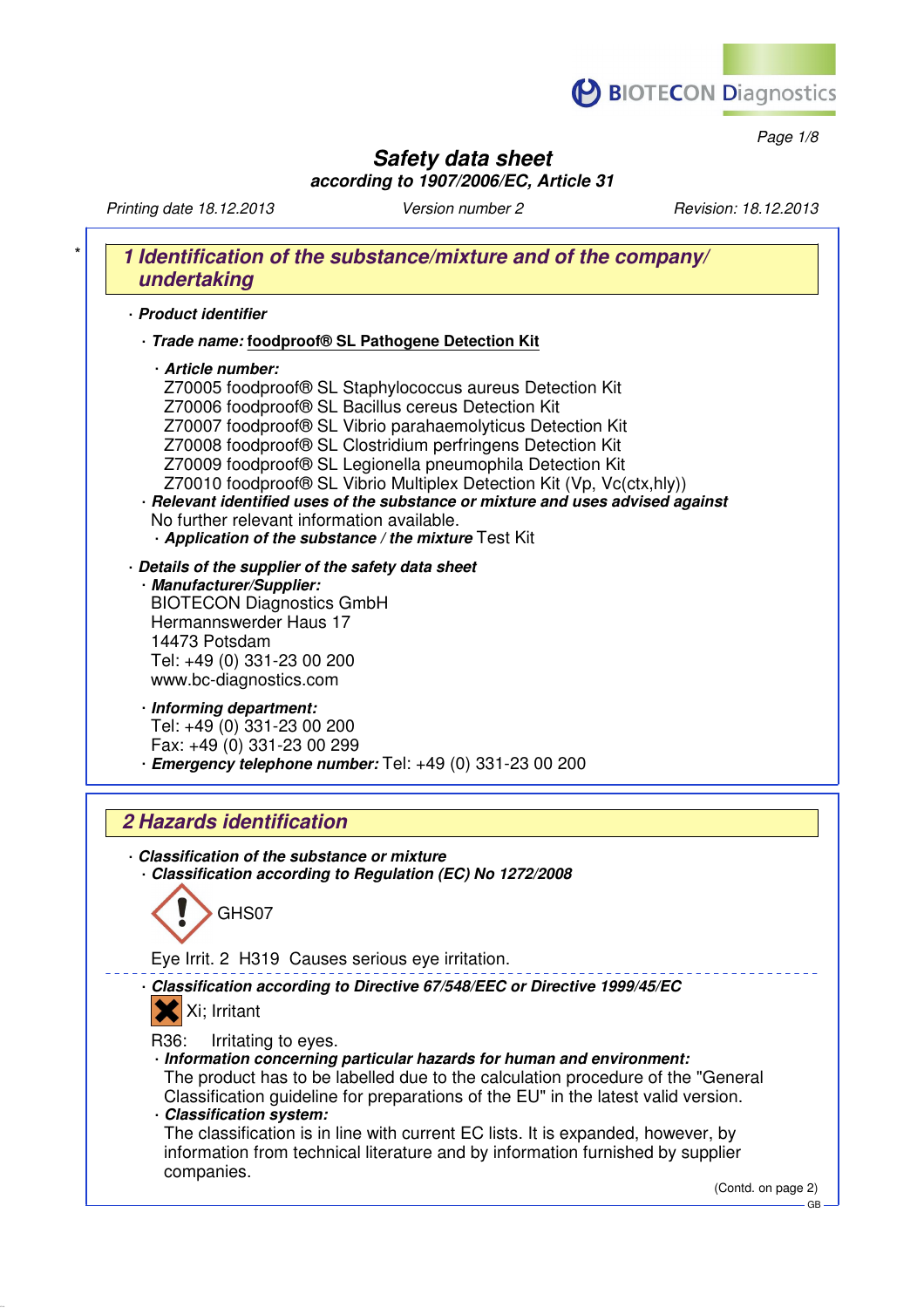# Safety data sheet

**according to 1907/2006/EC, Article 31**

*Printing date 18.12.2013* *Version number 2* *Revision: 18.12.2013*

## 1 Identification of the substance/mixture and of the company/ undertaking

· ***Product identifier***

· ***Trade name:*** **foodproof® SL Pathogene Detection Kit**

· ***Article number:***
Z70005 foodproof® SL Staphylococcus aureus Detection Kit
Z70006 foodproof® SL Bacillus cereus Detection Kit
Z70007 foodproof® SL Vibrio parahaemolyticus Detection Kit
Z70008 foodproof® SL Clostridium perfringens Detection Kit
Z70009 foodproof® SL Legionella pneumophila Detection Kit
Z70010 foodproof® SL Vibrio Multiplex Detection Kit (Vp, Vc(ctx,hly))

· ***Relevant identified uses of the substance or mixture and uses advised against***
No further relevant information available.

· ***Application of the substance / the mixture*** Test Kit

· ***Details of the supplier of the safety data sheet***

· ***Manufacturer/Supplier:***
BIOTECON Diagnostics GmbH
Hermannswerder Haus 17
14473 Potsdam
Tel: +49 (0) 331-23 00 200
www.bc-diagnostics.com

· ***Informing department:***
Tel: +49 (0) 331-23 00 200
Fax: +49 (0) 331-23 00 299

· ***Emergency telephone number:*** Tel: +49 (0) 331-23 00 200

## 2 Hazards identification

· ***Classification of the substance or mixture***

· ***Classification according to Regulation (EC) No 1272/2008***

GHS07

Eye Irrit. 2 H319 Causes serious eye irritation.

· ***Classification according to Directive 67/548/EEC or Directive 1999/45/EC***

Xi; Irritant

R36: Irritating to eyes.

· ***Information concerning particular hazards for human and environment:***
The product has to be labelled due to the calculation procedure of the "General Classification guideline for preparations of the EU" in the latest valid version.

· ***Classification system:***
The classification is in line with current EC lists. It is expanded, however, by information from technical literature and by information furnished by supplier companies.

(Contd. on page 2)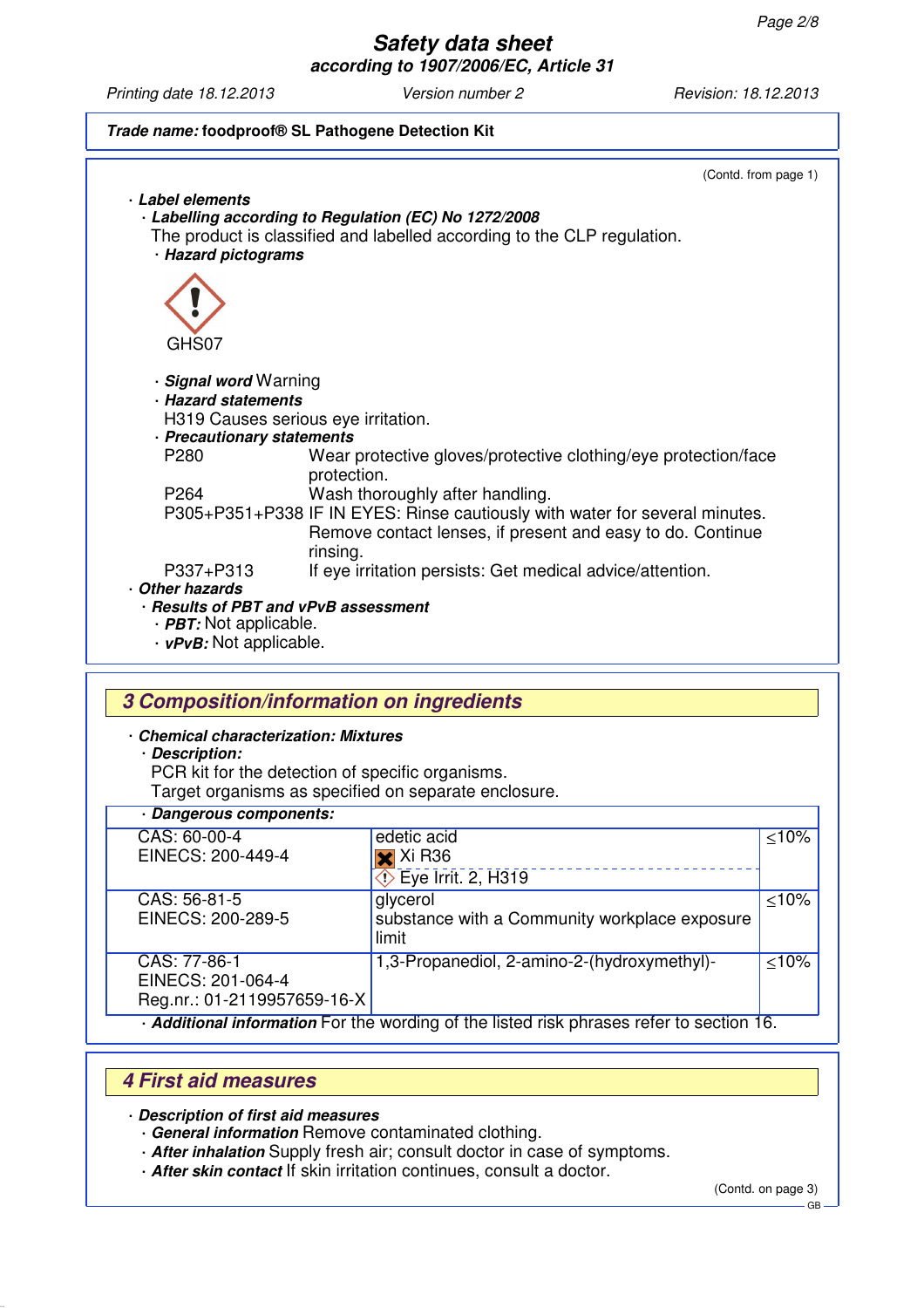**Trade name:** **foodproof® SL Pathogene Detection Kit**

(Contd. from page 1)

· ***Label elements***

· ***Labelling according to Regulation (EC) No 1272/2008***

The product is classified and labelled according to the CLP regulation.

· ***Hazard pictograms***

GHS07

· ***Signal word*** Warning

· ***Hazard statements***

H319 Causes serious eye irritation.

· ***Precautionary statements***

| | |
|---|---|
| P280 | Wear protective gloves/protective clothing/eye protection/face protection. |
| P264 | Wash thoroughly after handling. |
| P305+P351+P338 | IF IN EYES: Rinse cautiously with water for several minutes. Remove contact lenses, if present and easy to do. Continue rinsing. |
| P337+P313 | If eye irritation persists: Get medical advice/attention. |

· ***Other hazards***

· ***Results of PBT and vPvB assessment***

· ***PBT:*** Not applicable.

· ***vPvB:*** Not applicable.

## 3 Composition/information on ingredients

· ***Chemical characterization: Mixtures***

· ***Description:***

PCR kit for the detection of specific organisms.
Target organisms as specified on separate enclosure.

· ***Dangerous components:***

| | | |
|---|---|---|
| CAS: 60-00-4<br>EINECS: 200-449-4 | edetic acid<br>Xi R36<br>Eye Irrit. 2, H319 | ≤10% |
| CAS: 56-81-5<br>EINECS: 200-289-5 | glycerol<br>substance with a Community workplace exposure limit | ≤10% |
| CAS: 77-86-1<br>EINECS: 201-064-4<br>Reg.nr.: 01-2119957659-16-X | 1,3-Propanediol, 2-amino-2-(hydroxymethyl)- | ≤10% |

· ***Additional information*** For the wording of the listed risk phrases refer to section 16.

## 4 First aid measures

· ***Description of first aid measures***

· ***General information*** Remove contaminated clothing.

· ***After inhalation*** Supply fresh air; consult doctor in case of symptoms.

· ***After skin contact*** If skin irritation continues, consult a doctor.

(Contd. on page 3)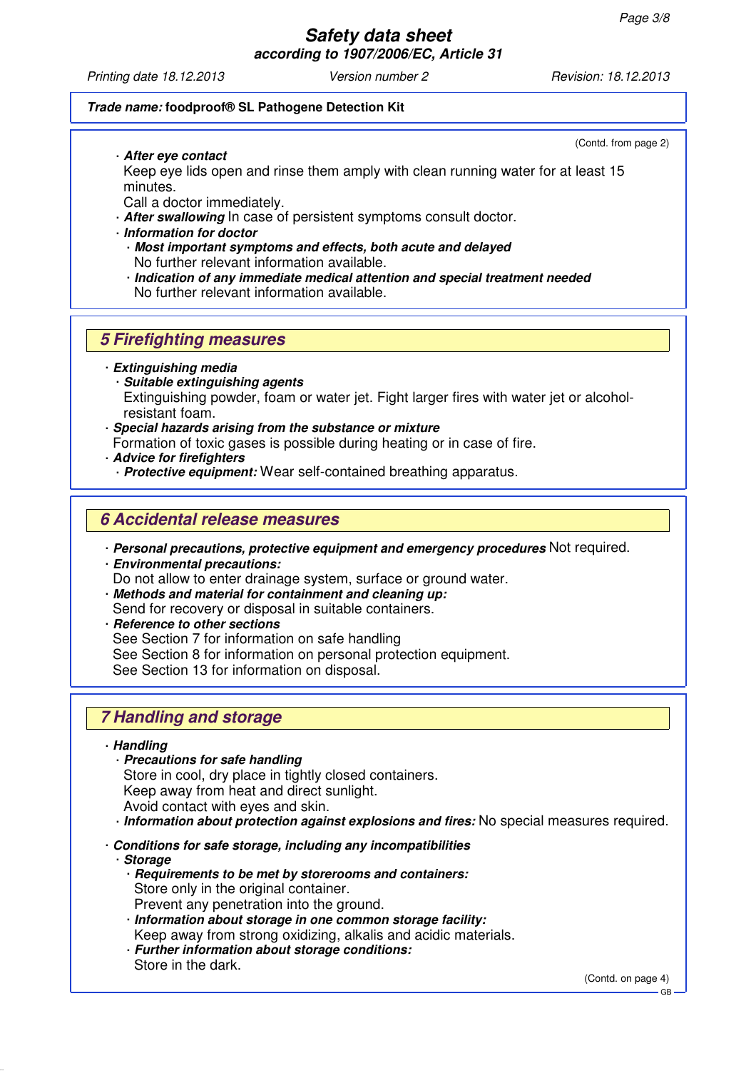**Trade name:** foodproof® SL Pathogene Detection Kit

(Contd. from page 2)

- ***After eye contact***
  Keep eye lids open and rinse them amply with clean running water for at least 15 minutes.
  Call a doctor immediately.
- ***After swallowing*** In case of persistent symptoms consult doctor.
- ***Information for doctor***
  - ***Most important symptoms and effects, both acute and delayed***
    No further relevant information available.
  - ***Indication of any immediate medical attention and special treatment needed***
    No further relevant information available.

## 5 Firefighting measures

- ***Extinguishing media***
  - ***Suitable extinguishing agents***
    Extinguishing powder, foam or water jet. Fight larger fires with water jet or alcohol-resistant foam.
- ***Special hazards arising from the substance or mixture***
  Formation of toxic gases is possible during heating or in case of fire.
- ***Advice for firefighters***
  - ***Protective equipment:*** Wear self-contained breathing apparatus.

## 6 Accidental release measures

- ***Personal precautions, protective equipment and emergency procedures*** Not required.
- ***Environmental precautions:***
  Do not allow to enter drainage system, surface or ground water.
- ***Methods and material for containment and cleaning up:***
  Send for recovery or disposal in suitable containers.
- ***Reference to other sections***
  See Section 7 for information on safe handling
  See Section 8 for information on personal protection equipment.
  See Section 13 for information on disposal.

## 7 Handling and storage

- ***Handling***
  - ***Precautions for safe handling***
    Store in cool, dry place in tightly closed containers.
    Keep away from heat and direct sunlight.
    Avoid contact with eyes and skin.
  - ***Information about protection against explosions and fires:*** No special measures required.
- ***Conditions for safe storage, including any incompatibilities***
  - ***Storage***
    - ***Requirements to be met by storerooms and containers:***
      Store only in the original container.
      Prevent any penetration into the ground.
    - ***Information about storage in one common storage facility:***
      Keep away from strong oxidizing, alkalis and acidic materials.
    - ***Further information about storage conditions:***
      Store in the dark.

(Contd. on page 4)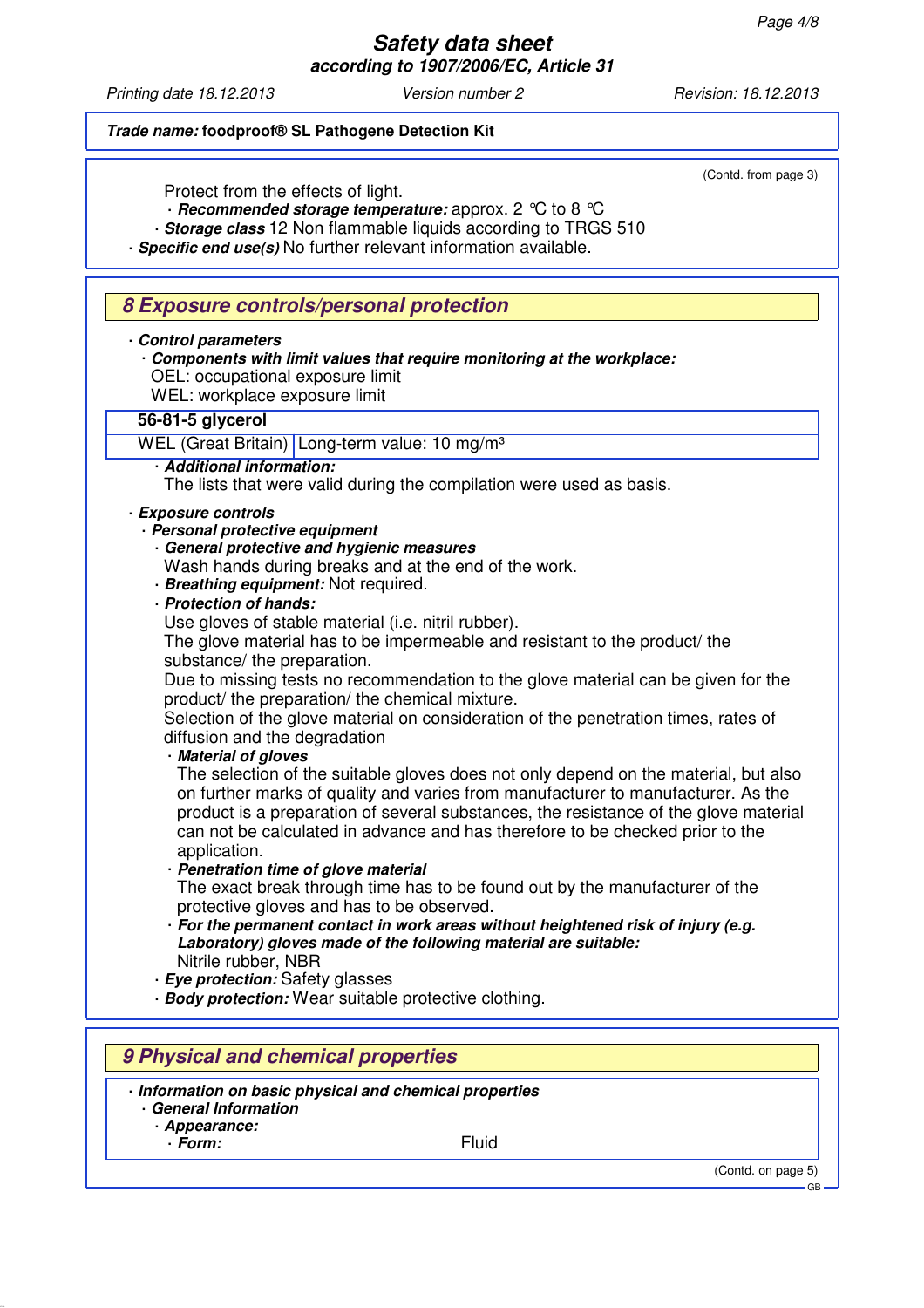*Trade name:* **foodproof® SL Pathogene Detection Kit**

(Contd. from page 3)

Protect from the effects of light.

· ***Recommended storage temperature:*** approx. 2 °C to 8 °C

· ***Storage class*** 12 Non flammable liquids according to TRGS 510

· ***Specific end use(s)*** No further relevant information available.

## 8 Exposure controls/personal protection

· ***Control parameters***

· ***Components with limit values that require monitoring at the workplace:***

OEL: occupational exposure limit

WEL: workplace exposure limit

| 56-81-5 glycerol | |
|---|---|
| WEL (Great Britain) | Long-term value: 10 mg/m³ |

· ***Additional information:***

The lists that were valid during the compilation were used as basis.

· ***Exposure controls***

· ***Personal protective equipment***

· ***General protective and hygienic measures***

Wash hands during breaks and at the end of the work.

· ***Breathing equipment:*** Not required.

· ***Protection of hands:***

Use gloves of stable material (i.e. nitril rubber).

The glove material has to be impermeable and resistant to the product/ the substance/ the preparation.

Due to missing tests no recommendation to the glove material can be given for the product/ the preparation/ the chemical mixture.

Selection of the glove material on consideration of the penetration times, rates of diffusion and the degradation

· ***Material of gloves***

The selection of the suitable gloves does not only depend on the material, but also on further marks of quality and varies from manufacturer to manufacturer. As the product is a preparation of several substances, the resistance of the glove material can not be calculated in advance and has therefore to be checked prior to the application.

· ***Penetration time of glove material***

The exact break through time has to be found out by the manufacturer of the protective gloves and has to be observed.

· ***For the permanent contact in work areas without heightened risk of injury (e.g. Laboratory) gloves made of the following material are suitable:***

Nitrile rubber, NBR

· ***Eye protection:*** Safety glasses

· ***Body protection:*** Wear suitable protective clothing.

## 9 Physical and chemical properties

· ***Information on basic physical and chemical properties***

· ***General Information***

· ***Appearance:***

· ***Form:*** Fluid

(Contd. on page 5)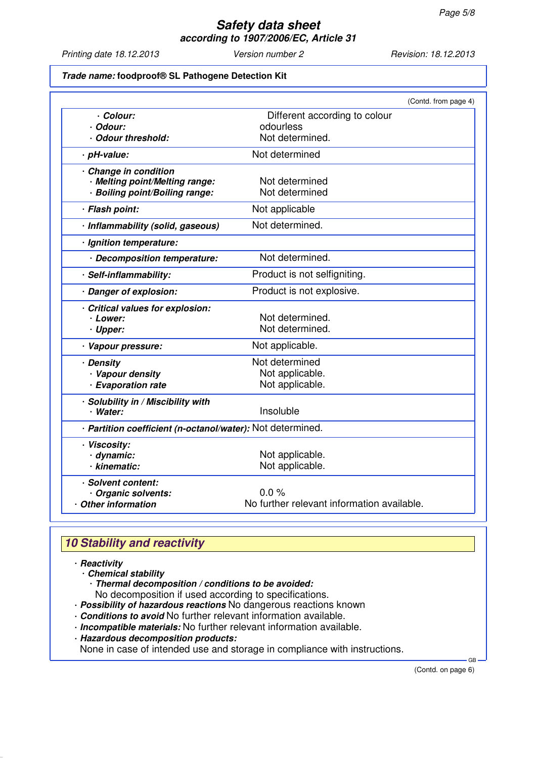**Trade name: foodproof® SL Pathogene Detection Kit**

(Contd. from page 4)

| Property | Value |
|---|---|
| · **Colour:** | Different according to colour |
| · **Odour:** | odourless |
| · **Odour threshold:** | Not determined. |
| · **pH-value:** | Not determined |
| · **Change in condition** | |
| · **Melting point/Melting range:** | Not determined |
| · **Boiling point/Boiling range:** | Not determined |
| · **Flash point:** | Not applicable |
| · **Inflammability (solid, gaseous)** | Not determined. |
| · **Ignition temperature:** | |
| · **Decomposition temperature:** | Not determined. |
| · **Self-inflammability:** | Product is not selfigniting. |
| · **Danger of explosion:** | Product is not explosive. |
| · **Critical values for explosion:** | |
| · **Lower:** | Not determined. |
| · **Upper:** | Not determined. |
| · **Vapour pressure:** | Not applicable. |
| · **Density** | Not determined |
| · **Vapour density** | Not applicable. |
| · **Evaporation rate** | Not applicable. |
| · **Solubility in / Miscibility with** | |
| · **Water:** | Insoluble |
| · **Partition coefficient (n-octanol/water):** | Not determined. |
| · **Viscosity:** | |
| · **dynamic:** | Not applicable. |
| · **kinematic:** | Not applicable. |
| · **Solvent content:** | |
| · **Organic solvents:** | 0.0 % |
| · **Other information** | No further relevant information available. |

## 10 Stability and reactivity

· ***Reactivity***
· ***Chemical stability***
· ***Thermal decomposition / conditions to be avoided:***
No decomposition if used according to specifications.
· ***Possibility of hazardous reactions*** No dangerous reactions known
· ***Conditions to avoid*** No further relevant information available.
· ***Incompatible materials:*** No further relevant information available.
· ***Hazardous decomposition products:***
None in case of intended use and storage in compliance with instructions.

(Contd. on page 6)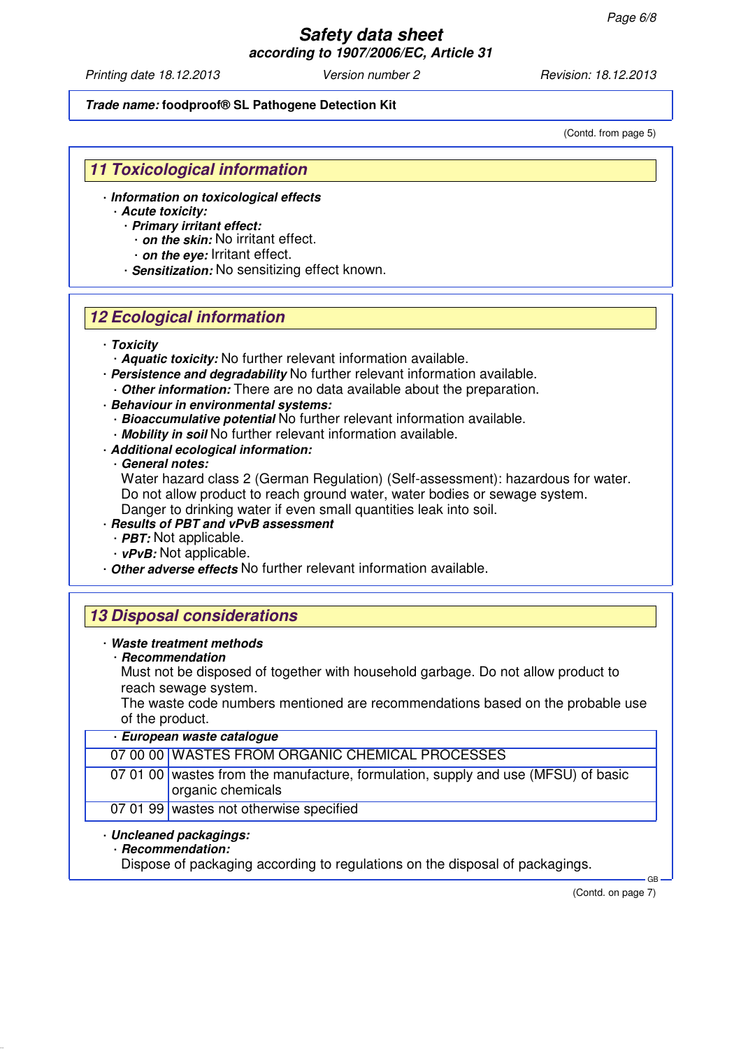**Trade name:** **foodproof® SL Pathogene Detection Kit**

(Contd. from page 5)

## 11 Toxicological information

· ***Information on toxicological effects***
  · ***Acute toxicity:***
    · ***Primary irritant effect:***
      · ***on the skin:*** No irritant effect.
      · ***on the eye:*** Irritant effect.
    · ***Sensitization:*** No sensitizing effect known.

## 12 Ecological information

· ***Toxicity***
  · ***Aquatic toxicity:*** No further relevant information available.
· ***Persistence and degradability*** No further relevant information available.
  · ***Other information:*** There are no data available about the preparation.
· ***Behaviour in environmental systems:***
  · ***Bioaccumulative potential*** No further relevant information available.
  · ***Mobility in soil*** No further relevant information available.
· ***Additional ecological information:***
  · ***General notes:***
    Water hazard class 2 (German Regulation) (Self-assessment): hazardous for water.
    Do not allow product to reach ground water, water bodies or sewage system.
    Danger to drinking water if even small quantities leak into soil.
· ***Results of PBT and vPvB assessment***
  · ***PBT:*** Not applicable.
  · ***vPvB:*** Not applicable.
· ***Other adverse effects*** No further relevant information available.

## 13 Disposal considerations

· ***Waste treatment methods***
  · ***Recommendation***
    Must not be disposed of together with household garbage. Do not allow product to reach sewage system.
    The waste code numbers mentioned are recommendations based on the probable use of the product.

· ***European waste catalogue***

| | |
|---|---|
| 07 00 00 | WASTES FROM ORGANIC CHEMICAL PROCESSES |
| 07 01 00 | wastes from the manufacture, formulation, supply and use (MFSU) of basic organic chemicals |
| 07 01 99 | wastes not otherwise specified |

· ***Uncleaned packagings:***
  · ***Recommendation:***
    Dispose of packaging according to regulations on the disposal of packagings.

(Contd. on page 7)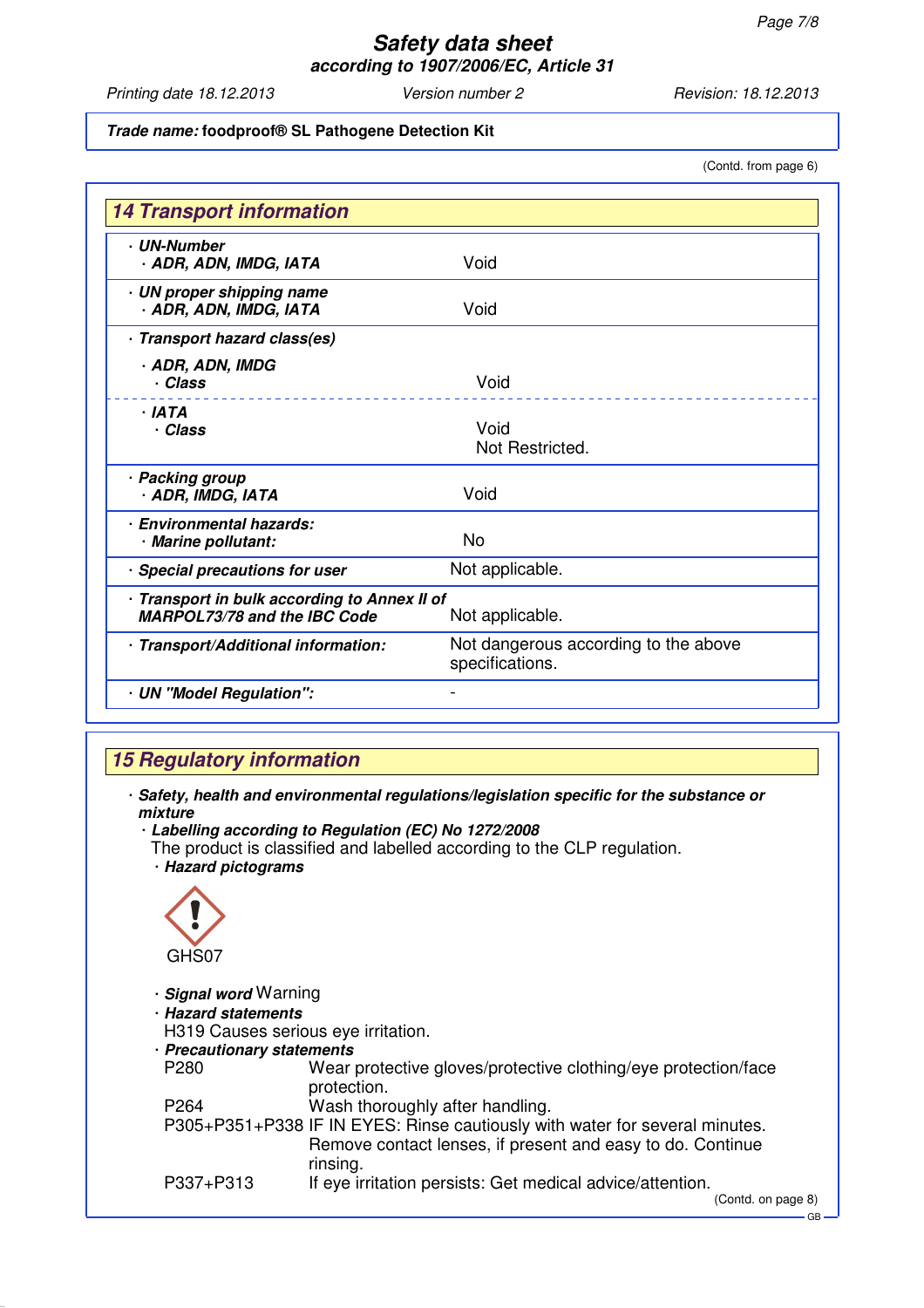**Trade name:** foodproof® SL Pathogene Detection Kit

(Contd. from page 6)

## 14 Transport information

| | |
|---|---|
| · **UN-Number** | |
| · **ADR, ADN, IMDG, IATA** | Void |
| · **UN proper shipping name** | |
| · **ADR, ADN, IMDG, IATA** | Void |
| · **Transport hazard class(es)** | |
| · **ADR, ADN, IMDG** | |
| · **Class** | Void |
| · **IATA** | |
| · **Class** | Void<br>Not Restricted. |
| · **Packing group** | |
| · **ADR, IMDG, IATA** | Void |
| · **Environmental hazards:** | |
| · **Marine pollutant:** | No |
| · **Special precautions for user** | Not applicable. |
| · **Transport in bulk according to Annex II of MARPOL73/78 and the IBC Code** | Not applicable. |
| · **Transport/Additional information:** | Not dangerous according to the above specifications. |
| · **UN "Model Regulation":** | - |

## 15 Regulatory information

· ***Safety, health and environmental regulations/legislation specific for the substance or mixture***

· ***Labelling according to Regulation (EC) No 1272/2008***

The product is classified and labelled according to the CLP regulation.

· ***Hazard pictograms***

GHS07

· ***Signal word*** Warning

· ***Hazard statements***

H319 Causes serious eye irritation.

· ***Precautionary statements***

P280 Wear protective gloves/protective clothing/eye protection/face protection.

P264 Wash thoroughly after handling.

P305+P351+P338 IF IN EYES: Rinse cautiously with water for several minutes. Remove contact lenses, if present and easy to do. Continue rinsing.

P337+P313 If eye irritation persists: Get medical advice/attention.

(Contd. on page 8)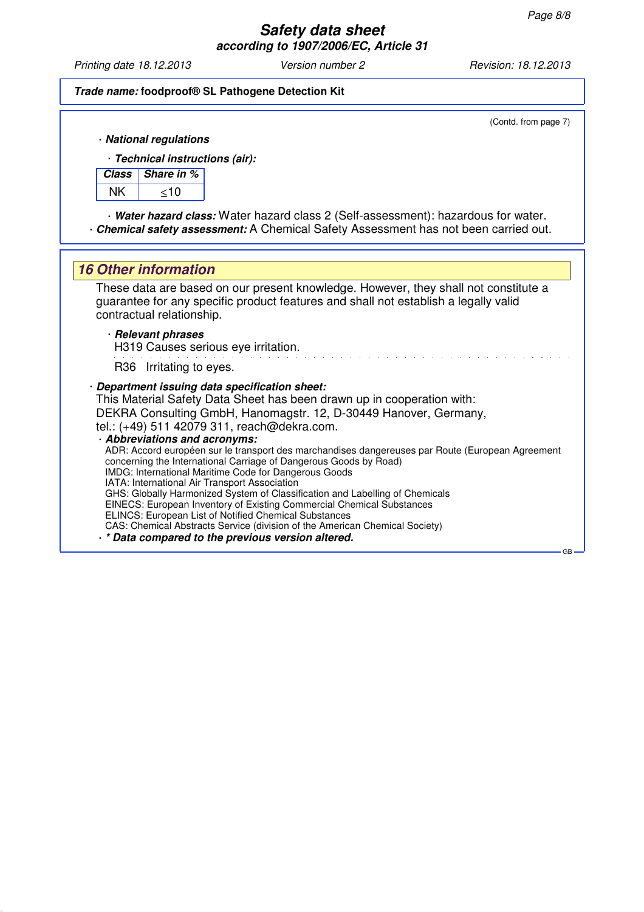(Contd. from page 7)

· **National regulations**

· **Technical instructions (air):**

| Class | Share in % |
|---|---|
| NK | ≤10 |

· **Water hazard class:** Water hazard class 2 (Self-assessment): hazardous for water.

· **Chemical safety assessment:** A Chemical Safety Assessment has not been carried out.

## 16 Other information

These data are based on our present knowledge. However, they shall not constitute a guarantee for any specific product features and shall not establish a legally valid contractual relationship.

· **Relevant phrases**

H319 Causes serious eye irritation.

R36 Irritating to eyes.

· **Department issuing data specification sheet:**

This Material Safety Data Sheet has been drawn up in cooperation with:
DEKRA Consulting GmbH, Hanomagstr. 12, D-30449 Hanover, Germany,
tel.: (+49) 511 42079 311, reach@dekra.com.

· **Abbreviations and acronyms:**

ADR: Accord européen sur le transport des marchandises dangereuses par Route (European Agreement concerning the International Carriage of Dangerous Goods by Road)
IMDG: International Maritime Code for Dangerous Goods
IATA: International Air Transport Association
GHS: Globally Harmonized System of Classification and Labelling of Chemicals
EINECS: European Inventory of Existing Commercial Chemical Substances
ELINCS: European List of Notified Chemical Substances
CAS: Chemical Abstracts Service (division of the American Chemical Society)

· *** Data compared to the previous version altered.**

GB